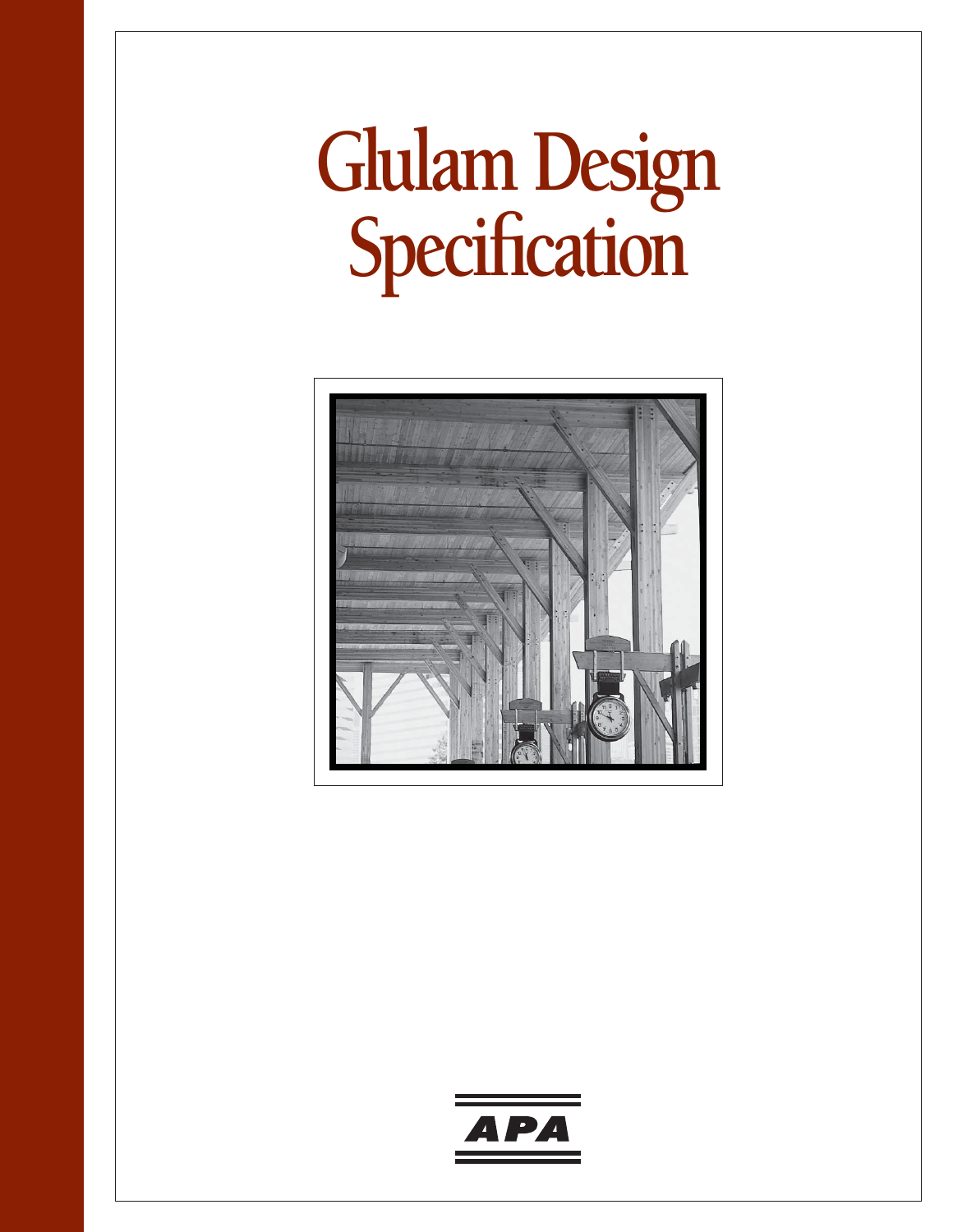# Glulam Design Specification

APA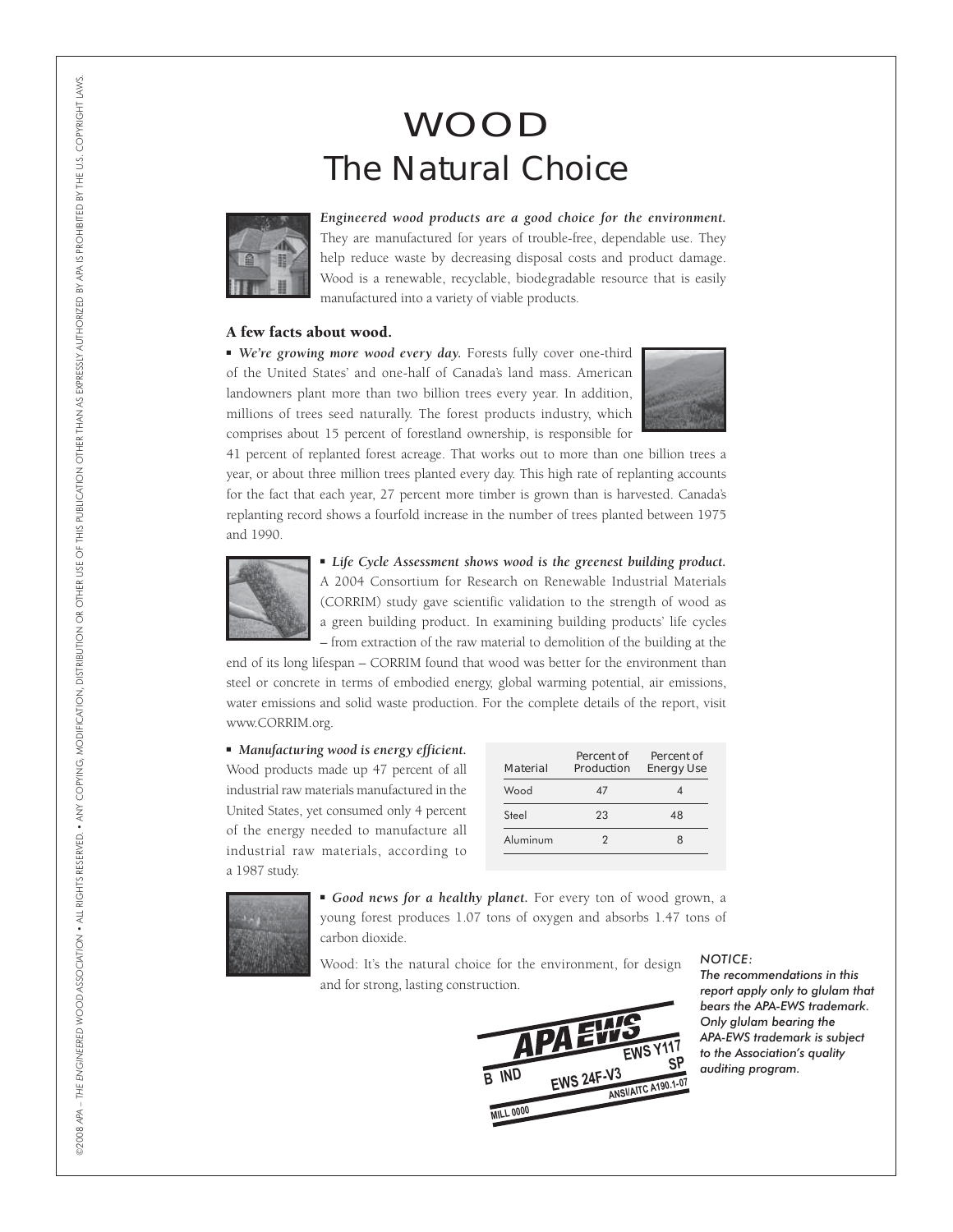# WOOD
## The Natural Choice

***Engineered wood products are a good choice for the environment.*** They are manufactured for years of trouble-free, dependable use. They help reduce waste by decreasing disposal costs and product damage. Wood is a renewable, recyclable, biodegradable resource that is easily manufactured into a variety of viable products.

### A few facts about wood.

- ***We're growing more wood every day.*** Forests fully cover one-third of the United States' and one-half of Canada's land mass. American landowners plant more than two billion trees every year. In addition, millions of trees seed naturally. The forest products industry, which comprises about 15 percent of forestland ownership, is responsible for 41 percent of replanted forest acreage. That works out to more than one billion trees a year, or about three million trees planted every day. This high rate of replanting accounts for the fact that each year, 27 percent more timber is grown than is harvested. Canada's replanting record shows a fourfold increase in the number of trees planted between 1975 and 1990.

- ***Life Cycle Assessment shows wood is the greenest building product.*** A 2004 Consortium for Research on Renewable Industrial Materials (CORRIM) study gave scientific validation to the strength of wood as a green building product. In examining building products' life cycles – from extraction of the raw material to demolition of the building at the end of its long lifespan – CORRIM found that wood was better for the environment than steel or concrete in terms of embodied energy, global warming potential, air emissions, water emissions and solid waste production. For the complete details of the report, visit www.CORRIM.org.

- ***Manufacturing wood is energy efficient.*** Wood products made up 47 percent of all industrial raw materials manufactured in the United States, yet consumed only 4 percent of the energy needed to manufacture all industrial raw materials, according to a 1987 study.

| Material | Percent of Production | Percent of Energy Use |
|---|---|---|
| Wood | 47 | 4 |
| Steel | 23 | 48 |
| Aluminum | 2 | 8 |

- ***Good news for a healthy planet.*** For every ton of wood grown, a young forest produces 1.07 tons of oxygen and absorbs 1.47 tons of carbon dioxide.

Wood: It's the natural choice for the environment, for design and for strong, lasting construction.

APA EWS
EWS Y117
SP
B IND
EWS 24F-V3
ANSI/AITC A190.1-07
MILL 0000

*NOTICE:*
*The recommendations in this report apply only to glulam that bears the APA-EWS trademark. Only glulam bearing the APA-EWS trademark is subject to the Association's quality auditing program.*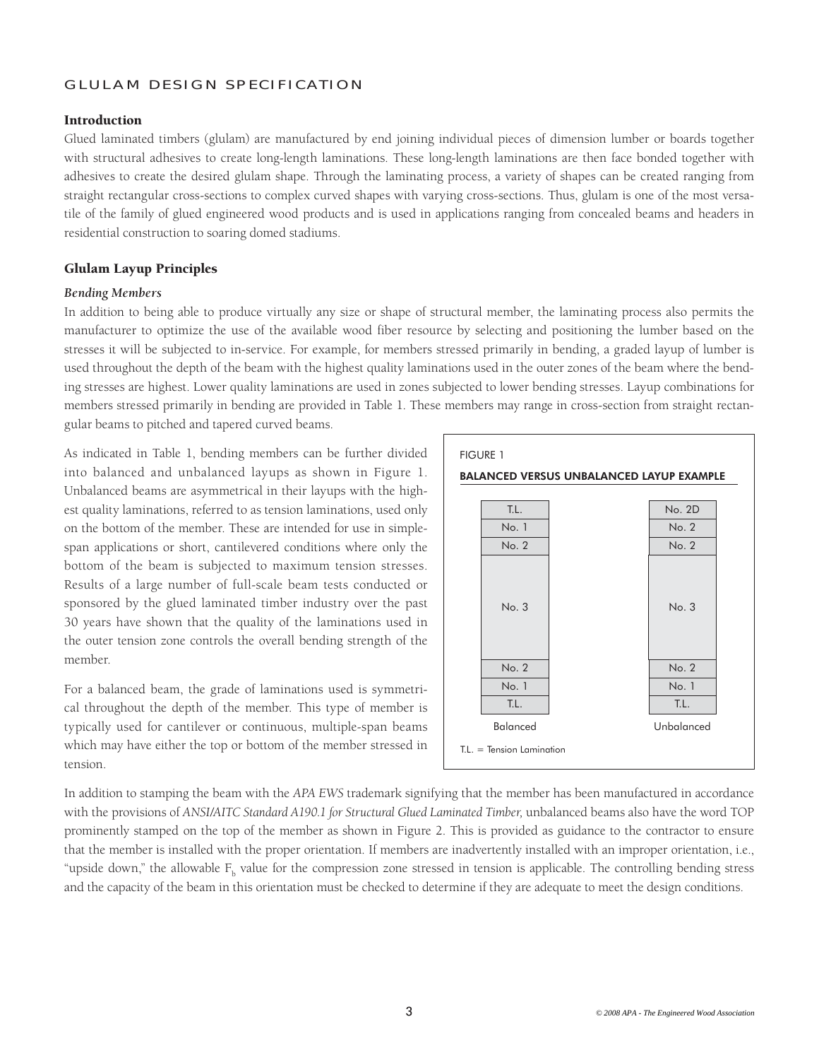# GLULAM DESIGN SPECIFICATION

## Introduction

Glued laminated timbers (glulam) are manufactured by end joining individual pieces of dimension lumber or boards together with structural adhesives to create long-length laminations. These long-length laminations are then face bonded together with adhesives to create the desired glulam shape. Through the laminating process, a variety of shapes can be created ranging from straight rectangular cross-sections to complex curved shapes with varying cross-sections. Thus, glulam is one of the most versatile of the family of glued engineered wood products and is used in applications ranging from concealed beams and headers in residential construction to soaring domed stadiums.

## Glulam Layup Principles

### *Bending Members*

In addition to being able to produce virtually any size or shape of structural member, the laminating process also permits the manufacturer to optimize the use of the available wood fiber resource by selecting and positioning the lumber based on the stresses it will be subjected to in-service. For example, for members stressed primarily in bending, a graded layup of lumber is used throughout the depth of the beam with the highest quality laminations used in the outer zones of the beam where the bending stresses are highest. Lower quality laminations are used in zones subjected to lower bending stresses. Layup combinations for members stressed primarily in bending are provided in Table 1. These members may range in cross-section from straight rectangular beams to pitched and tapered curved beams.

As indicated in Table 1, bending members can be further divided into balanced and unbalanced layups as shown in Figure 1. Unbalanced beams are asymmetrical in their layups with the highest quality laminations, referred to as tension laminations, used only on the bottom of the member. These are intended for use in simple-span applications or short, cantilevered conditions where only the bottom of the beam is subjected to maximum tension stresses. Results of a large number of full-scale beam tests conducted or sponsored by the glued laminated timber industry over the past 30 years have shown that the quality of the laminations used in the outer tension zone controls the overall bending strength of the member.

For a balanced beam, the grade of laminations used is symmetrical throughout the depth of the member. This type of member is typically used for cantilever or continuous, multiple-span beams which may have either the top or bottom of the member stressed in tension.

FIGURE 1

**BALANCED VERSUS UNBALANCED LAYUP EXAMPLE**

| Balanced | Unbalanced |
|---|---|
| T.L. | No. 2D |
| No. 1 | No. 2 |
| No. 2 | No. 2 |
| No. 3 | No. 3 |
| No. 2 | No. 2 |
| No. 1 | No. 1 |
| T.L. | T.L. |

T.L. = Tension Lamination

In addition to stamping the beam with the *APA EWS* trademark signifying that the member has been manufactured in accordance with the provisions of *ANSI/AITC Standard A190.1 for Structural Glued Laminated Timber,* unbalanced beams also have the word TOP prominently stamped on the top of the member as shown in Figure 2. This is provided as guidance to the contractor to ensure that the member is installed with the proper orientation. If members are inadvertently installed with an improper orientation, i.e., "upside down," the allowable $F_b$ value for the compression zone stressed in tension is applicable. The controlling bending stress and the capacity of the beam in this orientation must be checked to determine if they are adequate to meet the design conditions.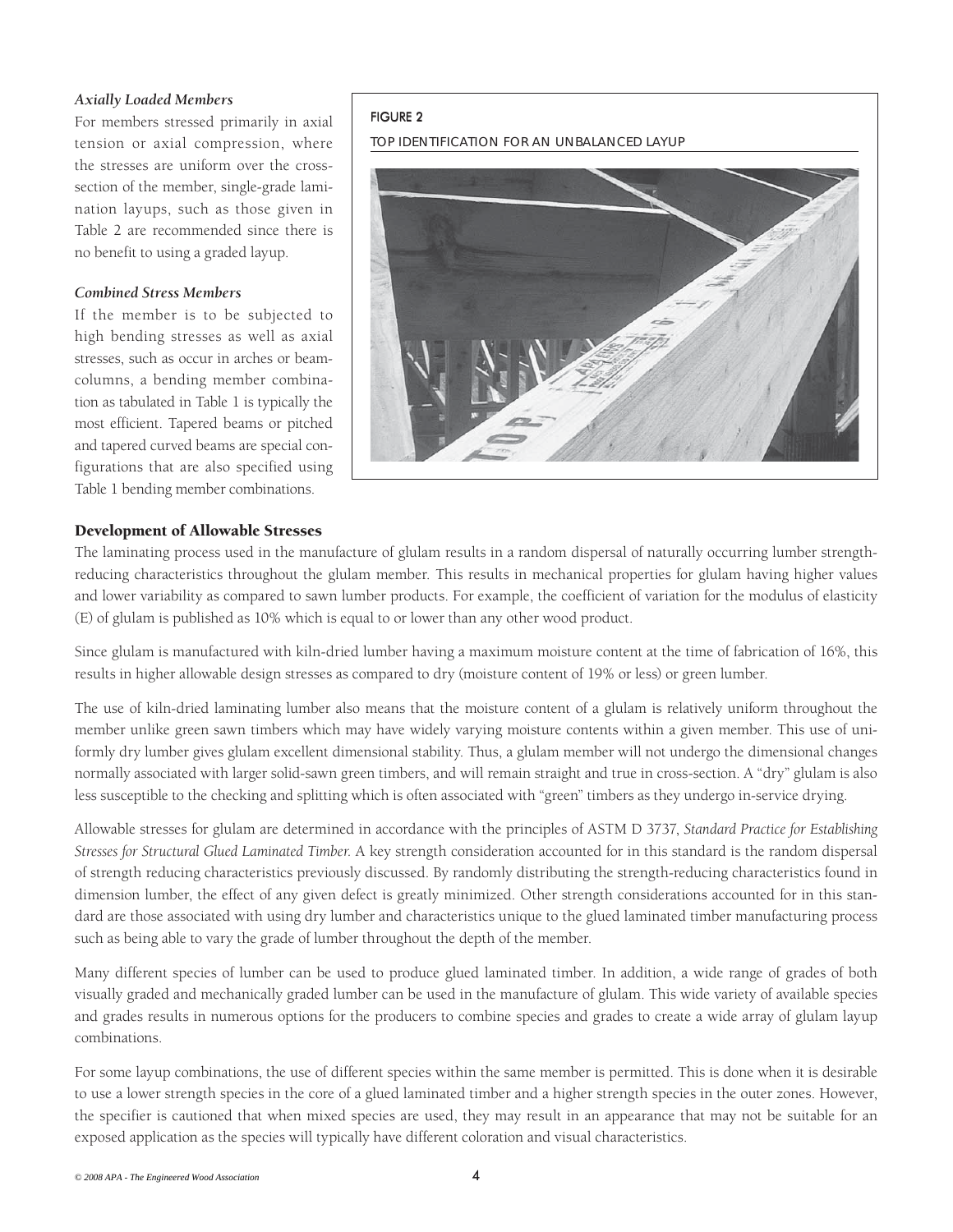*Axially Loaded Members*

For members stressed primarily in axial tension or axial compression, where the stresses are uniform over the cross-section of the member, single-grade lamination layups, such as those given in Table 2 are recommended since there is no benefit to using a graded layup.

*Combined Stress Members*

If the member is to be subjected to high bending stresses as well as axial stresses, such as occur in arches or beam-columns, a bending member combination as tabulated in Table 1 is typically the most efficient. Tapered beams or pitched and tapered curved beams are special configurations that are also specified using Table 1 bending member combinations.

FIGURE 2

TOP IDENTIFICATION FOR AN UNBALANCED LAYUP

## Development of Allowable Stresses

The laminating process used in the manufacture of glulam results in a random dispersal of naturally occurring lumber strength-reducing characteristics throughout the glulam member. This results in mechanical properties for glulam having higher values and lower variability as compared to sawn lumber products. For example, the coefficient of variation for the modulus of elasticity (E) of glulam is published as 10% which is equal to or lower than any other wood product.

Since glulam is manufactured with kiln-dried lumber having a maximum moisture content at the time of fabrication of 16%, this results in higher allowable design stresses as compared to dry (moisture content of 19% or less) or green lumber.

The use of kiln-dried laminating lumber also means that the moisture content of a glulam is relatively uniform throughout the member unlike green sawn timbers which may have widely varying moisture contents within a given member. This use of uniformly dry lumber gives glulam excellent dimensional stability. Thus, a glulam member will not undergo the dimensional changes normally associated with larger solid-sawn green timbers, and will remain straight and true in cross-section. A "dry" glulam is also less susceptible to the checking and splitting which is often associated with "green" timbers as they undergo in-service drying.

Allowable stresses for glulam are determined in accordance with the principles of ASTM D 3737, *Standard Practice for Establishing Stresses for Structural Glued Laminated Timber*. A key strength consideration accounted for in this standard is the random dispersal of strength reducing characteristics previously discussed. By randomly distributing the strength-reducing characteristics found in dimension lumber, the effect of any given defect is greatly minimized. Other strength considerations accounted for in this standard are those associated with using dry lumber and characteristics unique to the glued laminated timber manufacturing process such as being able to vary the grade of lumber throughout the depth of the member.

Many different species of lumber can be used to produce glued laminated timber. In addition, a wide range of grades of both visually graded and mechanically graded lumber can be used in the manufacture of glulam. This wide variety of available species and grades results in numerous options for the producers to combine species and grades to create a wide array of glulam layup combinations.

For some layup combinations, the use of different species within the same member is permitted. This is done when it is desirable to use a lower strength species in the core of a glued laminated timber and a higher strength species in the outer zones. However, the specifier is cautioned that when mixed species are used, they may result in an appearance that may not be suitable for an exposed application as the species will typically have different coloration and visual characteristics.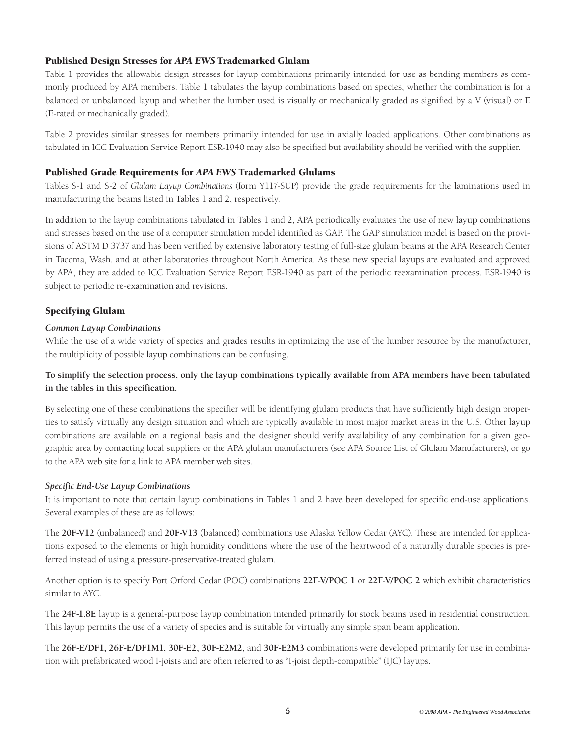## Published Design Stresses for *APA EWS* Trademarked Glulam

Table 1 provides the allowable design stresses for layup combinations primarily intended for use as bending members as commonly produced by APA members. Table 1 tabulates the layup combinations based on species, whether the combination is for a balanced or unbalanced layup and whether the lumber used is visually or mechanically graded as signified by a V (visual) or E (E-rated or mechanically graded).

Table 2 provides similar stresses for members primarily intended for use in axially loaded applications. Other combinations as tabulated in ICC Evaluation Service Report ESR-1940 may also be specified but availability should be verified with the supplier.

## Published Grade Requirements for *APA EWS* Trademarked Glulams

Tables S-1 and S-2 of *Glulam Layup Combinations* (form Y117-SUP) provide the grade requirements for the laminations used in manufacturing the beams listed in Tables 1 and 2, respectively.

In addition to the layup combinations tabulated in Tables 1 and 2, APA periodically evaluates the use of new layup combinations and stresses based on the use of a computer simulation model identified as GAP. The GAP simulation model is based on the provisions of ASTM D 3737 and has been verified by extensive laboratory testing of full-size glulam beams at the APA Research Center in Tacoma, Wash. and at other laboratories throughout North America. As these new special layups are evaluated and approved by APA, they are added to ICC Evaluation Service Report ESR-1940 as part of the periodic reexamination process. ESR-1940 is subject to periodic re-examination and revisions.

## Specifying Glulam

### *Common Layup Combinations*

While the use of a wide variety of species and grades results in optimizing the use of the lumber resource by the manufacturer, the multiplicity of possible layup combinations can be confusing.

**To simplify the selection process, only the layup combinations typically available from APA members have been tabulated in the tables in this specification.**

By selecting one of these combinations the specifier will be identifying glulam products that have sufficiently high design properties to satisfy virtually any design situation and which are typically available in most major market areas in the U.S. Other layup combinations are available on a regional basis and the designer should verify availability of any combination for a given geographic area by contacting local suppliers or the APA glulam manufacturers (see APA Source List of Glulam Manufacturers), or go to the APA web site for a link to APA member web sites.

### *Specific End-Use Layup Combinations*

It is important to note that certain layup combinations in Tables 1 and 2 have been developed for specific end-use applications. Several examples of these are as follows:

The **20F-V12** (unbalanced) and **20F-V13** (balanced) combinations use Alaska Yellow Cedar (AYC). These are intended for applications exposed to the elements or high humidity conditions where the use of the heartwood of a naturally durable species is preferred instead of using a pressure-preservative-treated glulam.

Another option is to specify Port Orford Cedar (POC) combinations **22F-V/POC 1** or **22F-V/POC 2** which exhibit characteristics similar to AYC.

The **24F-1.8E** layup is a general-purpose layup combination intended primarily for stock beams used in residential construction. This layup permits the use of a variety of species and is suitable for virtually any simple span beam application.

The **26F-E/DF1**, **26F-E/DF1M1**, **30F-E2**, **30F-E2M2**, and **30F-E2M3** combinations were developed primarily for use in combination with prefabricated wood I-joists and are often referred to as "I-joist depth-compatible" (IJC) layups.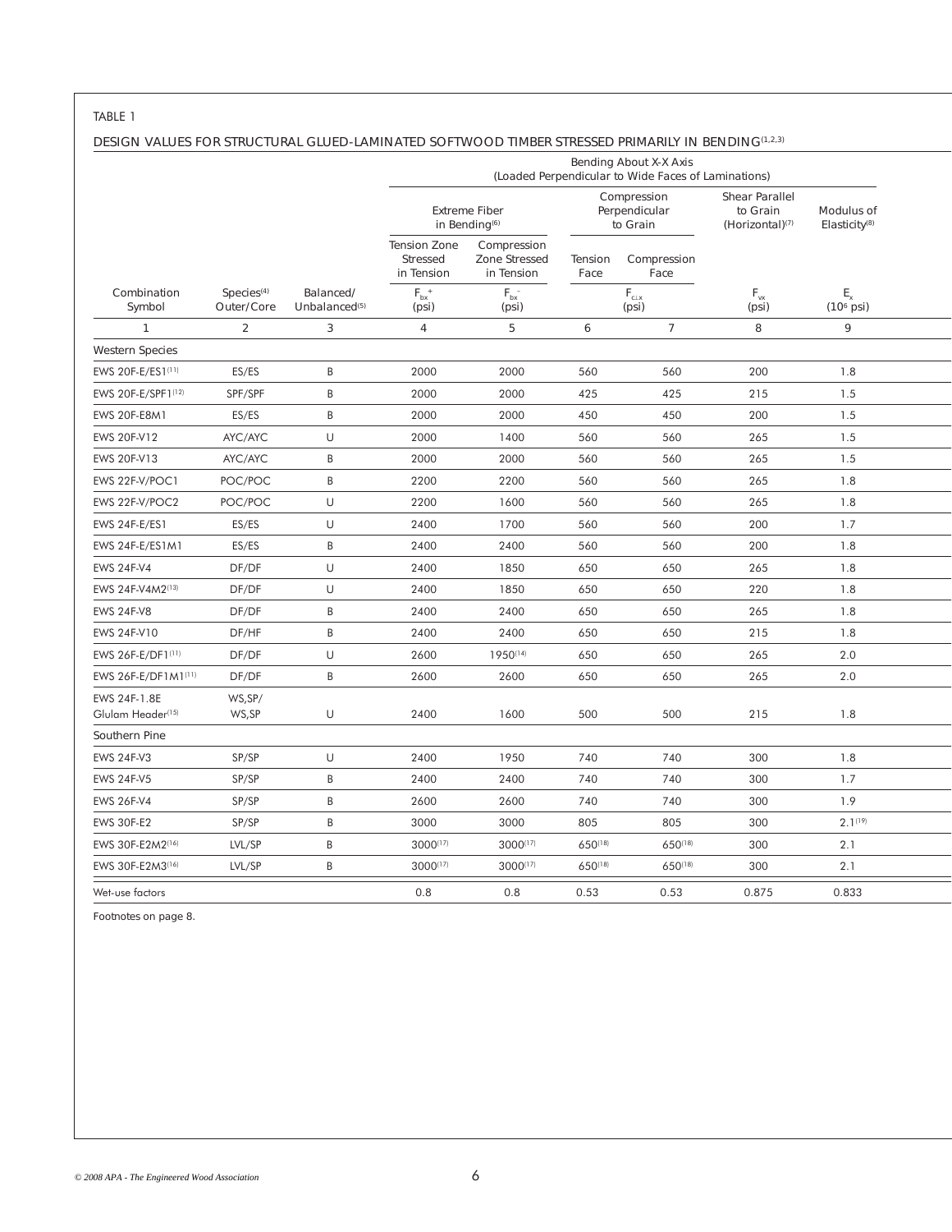TABLE 1

DESIGN VALUES FOR STRUCTURAL GLUED-LAMINATED SOFTWOOD TIMBER STRESSED PRIMARILY IN BENDING[1,2,3]

| | | | Bending About X-X Axis (Loaded Perpendicular to Wide Faces of Laminations) | | | | | |
|---|---|---|---|---|---|---|---|---|
| | | | Extreme Fiber in Bending[6] | | Compression Perpendicular to Grain | | Shear Parallel to Grain (Horizontal)[7] | Modulus of Elasticity[8] |
| | | | Tension Zone Stressed in Tension | Compression Zone Stressed in Tension | Tension Face | Compression Face | | |
| Combination Symbol | Species[4] Outer/Core | Balanced/ Unbalanced[5] | $F_{bx}^{+}$ (psi) | $F_{bx}^{-}$ (psi) | $F_{c\perp x}$ (psi) | | $F_{vx}$ (psi) | $E_x$ ($10^6$ psi) |
| 1 | 2 | 3 | 4 | 5 | 6 | 7 | 8 | 9 |
| Western Species | | | | | | | | |
| EWS 20F-E/ES1[11] | ES/ES | B | 2000 | 2000 | 560 | 560 | 200 | 1.8 |
| EWS 20F-E/SPF1[12] | SPF/SPF | B | 2000 | 2000 | 425 | 425 | 215 | 1.5 |
| EWS 20F-E8M1 | ES/ES | B | 2000 | 2000 | 450 | 450 | 200 | 1.5 |
| EWS 20F-V12 | AYC/AYC | U | 2000 | 1400 | 560 | 560 | 265 | 1.5 |
| EWS 20F-V13 | AYC/AYC | B | 2000 | 2000 | 560 | 560 | 265 | 1.5 |
| EWS 22F-V/POC1 | POC/POC | B | 2200 | 2200 | 560 | 560 | 265 | 1.8 |
| EWS 22F-V/POC2 | POC/POC | U | 2200 | 1600 | 560 | 560 | 265 | 1.8 |
| EWS 24F-E/ES1 | ES/ES | U | 2400 | 1700 | 560 | 560 | 200 | 1.7 |
| EWS 24F-E/ES1M1 | ES/ES | B | 2400 | 2400 | 560 | 560 | 200 | 1.8 |
| EWS 24F-V4 | DF/DF | U | 2400 | 1850 | 650 | 650 | 265 | 1.8 |
| EWS 24F-V4M2[13] | DF/DF | U | 2400 | 1850 | 650 | 650 | 220 | 1.8 |
| EWS 24F-V8 | DF/DF | B | 2400 | 2400 | 650 | 650 | 265 | 1.8 |
| EWS 24F-V10 | DF/HF | B | 2400 | 2400 | 650 | 650 | 215 | 1.8 |
| EWS 26F-E/DF1[11] | DF/DF | U | 2600 | 1950[14] | 650 | 650 | 265 | 2.0 |
| EWS 26F-E/DF1M1[11] | DF/DF | B | 2600 | 2600 | 650 | 650 | 265 | 2.0 |
| EWS 24F-1.8E Glulam Header[15] | WS,SP/ WS,SP | U | 2400 | 1600 | 500 | 500 | 215 | 1.8 |
| Southern Pine | | | | | | | | |
| EWS 24F-V3 | SP/SP | U | 2400 | 1950 | 740 | 740 | 300 | 1.8 |
| EWS 24F-V5 | SP/SP | B | 2400 | 2400 | 740 | 740 | 300 | 1.7 |
| EWS 26F-V4 | SP/SP | B | 2600 | 2600 | 740 | 740 | 300 | 1.9 |
| EWS 30F-E2 | SP/SP | B | 3000 | 3000 | 805 | 805 | 300 | 2.1[19] |
| EWS 30F-E2M2[16] | LVL/SP | B | 3000[17] | 3000[17] | 650[18] | 650[18] | 300 | 2.1 |
| EWS 30F-E2M3[16] | LVL/SP | B | 3000[17] | 3000[17] | 650[18] | 650[18] | 300 | 2.1 |
| Wet-use factors | | | 0.8 | 0.8 | 0.53 | 0.53 | 0.875 | 0.833 |

Footnotes on page 8.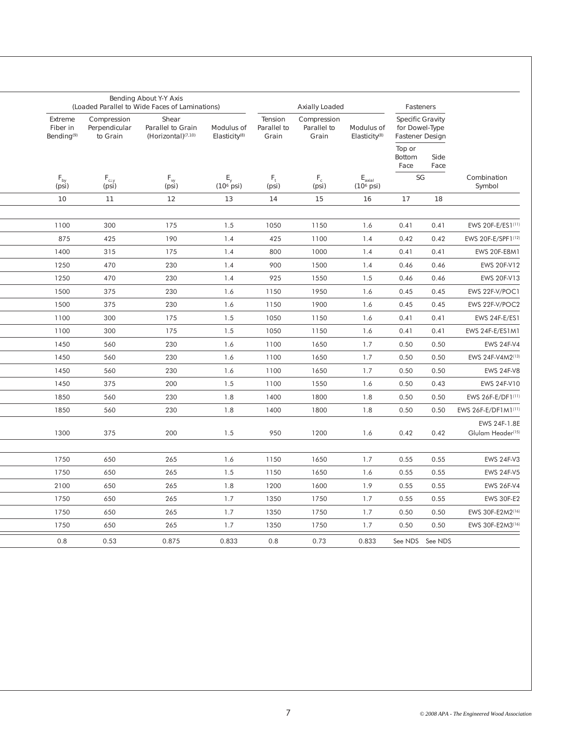| Bending About Y-Y Axis (Loaded Parallel to Wide Faces of Laminations) | | | | Axially Loaded | | | Fasteners | | |
|---|---|---|---|---|---|---|---|---|---|
| Extreme Fiber in Bending[9] | Compression Perpendicular to Grain | Shear Parallel to Grain (Horizontal)[7,10] | Modulus of Elasticity[8] | Tension Parallel to Grain | Compression Parallel to Grain | Modulus of Elasticity[8] | Specific Gravity for Dowel-Type Fastener Design | | |
| | | | | | | | Top or Bottom Face | Side Face | |
| $F_{by}$ (psi) | $F_{c\perp y}$ (psi) | $F_{vy}$ (psi) | $E_y$ ($10^6$ psi) | $F_t$ (psi) | $F_c$ (psi) | $E_{axial}$ ($10^6$ psi) | SG | | Combination Symbol |
| 10 | 11 | 12 | 13 | 14 | 15 | 16 | 17 | 18 | |
| 1100 | 300 | 175 | 1.5 | 1050 | 1150 | 1.6 | 0.41 | 0.41 | EWS 20F-E/ES1[11] |
| 875 | 425 | 190 | 1.4 | 425 | 1100 | 1.4 | 0.42 | 0.42 | EWS 20F-E/SPF1[12] |
| 1400 | 315 | 175 | 1.4 | 800 | 1000 | 1.4 | 0.41 | 0.41 | EWS 20F-E8M1 |
| 1250 | 470 | 230 | 1.4 | 900 | 1500 | 1.4 | 0.46 | 0.46 | EWS 20F-V12 |
| 1250 | 470 | 230 | 1.4 | 925 | 1550 | 1.5 | 0.46 | 0.46 | EWS 20F-V13 |
| 1500 | 375 | 230 | 1.6 | 1150 | 1950 | 1.6 | 0.45 | 0.45 | EWS 22F-V/POC1 |
| 1500 | 375 | 230 | 1.6 | 1150 | 1900 | 1.6 | 0.45 | 0.45 | EWS 22F-V/POC2 |
| 1100 | 300 | 175 | 1.5 | 1050 | 1150 | 1.6 | 0.41 | 0.41 | EWS 24F-E/ES1 |
| 1100 | 300 | 175 | 1.5 | 1050 | 1150 | 1.6 | 0.41 | 0.41 | EWS 24F-E/ES1M1 |
| 1450 | 560 | 230 | 1.6 | 1100 | 1650 | 1.7 | 0.50 | 0.50 | EWS 24F-V4 |
| 1450 | 560 | 230 | 1.6 | 1100 | 1650 | 1.7 | 0.50 | 0.50 | EWS 24F-V4M2[13] |
| 1450 | 560 | 230 | 1.6 | 1100 | 1650 | 1.7 | 0.50 | 0.50 | EWS 24F-V8 |
| 1450 | 375 | 200 | 1.5 | 1100 | 1550 | 1.6 | 0.50 | 0.43 | EWS 24F-V10 |
| 1850 | 560 | 230 | 1.8 | 1400 | 1800 | 1.8 | 0.50 | 0.50 | EWS 26F-E/DF1[11] |
| 1850 | 560 | 230 | 1.8 | 1400 | 1800 | 1.8 | 0.50 | 0.50 | EWS 26F-E/DF1M1[11] |
| 1300 | 375 | 200 | 1.5 | 950 | 1200 | 1.6 | 0.42 | 0.42 | EWS 24F-1.8E Glulam Header[15] |
| 1750 | 650 | 265 | 1.6 | 1150 | 1650 | 1.7 | 0.55 | 0.55 | EWS 24F-V3 |
| 1750 | 650 | 265 | 1.5 | 1150 | 1650 | 1.6 | 0.55 | 0.55 | EWS 24F-V5 |
| 2100 | 650 | 265 | 1.8 | 1200 | 1600 | 1.9 | 0.55 | 0.55 | EWS 26F-V4 |
| 1750 | 650 | 265 | 1.7 | 1350 | 1750 | 1.7 | 0.55 | 0.55 | EWS 30F-E2 |
| 1750 | 650 | 265 | 1.7 | 1350 | 1750 | 1.7 | 0.50 | 0.50 | EWS 30F-E2M2[16] |
| 1750 | 650 | 265 | 1.7 | 1350 | 1750 | 1.7 | 0.50 | 0.50 | EWS 30F-E2M3[16] |
| 0.8 | 0.53 | 0.875 | 0.833 | 0.8 | 0.73 | 0.833 | See NDS | See NDS | |

© 2008 APA - The Engineered Wood Association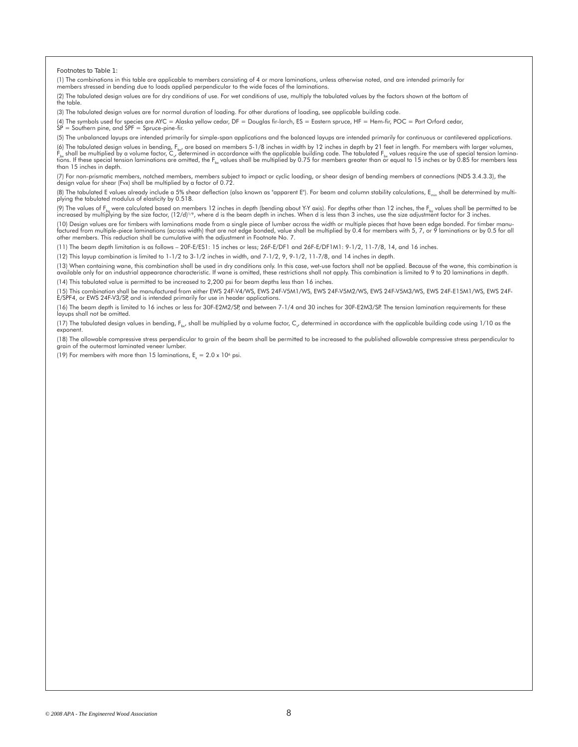Footnotes to Table 1:

(1) The combinations in this table are applicable to members consisting of 4 or more laminations, unless otherwise noted, and are intended primarily for members stressed in bending due to loads applied perpendicular to the wide faces of the laminations.

(2) The tabulated design values are for dry conditions of use. For wet conditions of use, multiply the tabulated values by the factors shown at the bottom of the table.

(3) The tabulated design values are for normal duration of loading. For other durations of loading, see applicable building code.

(4) The symbols used for species are AYC = Alaska yellow cedar, DF = Douglas fir-larch, ES = Eastern spruce, HF = Hem-fir, POC = Port Orford cedar, SP = Southern pine, and SPF = Spruce-pine-fir.

(5) The unbalanced layups are intended primarily for simple-span applications and the balanced layups are intended primarily for continuous or cantilevered applications.

(6) The tabulated design values in bending, $F_{bx}$, are based on members 5-1/8 inches in width by 12 inches in depth by 21 feet in length. For members with larger volumes, $F_{bx}$ shall be multiplied by a volume factor, $C_v$, determined in accordance with the applicable building code. The tabulated $F_{bx}$ values require the use of special tension laminations. If these special tension laminations are omitted, the $F_{bx}$ values shall be multiplied by 0.75 for members greater than or equal to 15 inches or by 0.85 for members less than 15 inches in depth.

(7) For non-prismatic members, notched members, members subject to impact or cyclic loading, or shear design of bending members at connections (NDS 3.4.3.3), the design value for shear (Fvx) shall be multiplied by a factor of 0.72.

(8) The tabulated E values already include a 5% shear deflection (also known as "apparent E"). For beam and column stability calculations, $E_{min}$ shall be determined by multiplying the tabulated modulus of elasticity by 0.518.

(9) The values of $F_{by}$ were calculated based on members 12 inches in depth (bending about Y-Y axis). For depths other than 12 inches, the $F_{by}$ values shall be permitted to be increased by multiplying by the size factor, $(12/d)^{1/9}$, where d is the beam depth in inches. When d is less than 3 inches, use the size adjustment factor for 3 inches.

(10) Design values are for timbers with laminations made from a single piece of lumber across the width or multiple pieces that have been edge bonded. For timber manufactured from multiple-piece laminations (across width) that are not edge bonded, value shall be multiplied by 0.4 for members with 5, 7, or 9 laminations or by 0.5 for all other members. This reduction shall be cumulative with the adjustment in Footnote No. 7.

(11) The beam depth limitation is as follows – 20F-E/ES1: 15 inches or less; 26F-E/DF1 and 26F-E/DF1M1: 9-1/2, 11-7/8, 14, and 16 inches.

(12) This layup combination is limited to 1-1/2 to 3-1/2 inches in width, and 7-1/2, 9, 9-1/2, 11-7/8, and 14 inches in depth.

(13) When containing wane, this combination shall be used in dry conditions only. In this case, wet-use factors shall not be applied. Because of the wane, this combination is available only for an industrial appearance characteristic. If wane is omitted, these restrictions shall not apply. This combination is limited to 9 to 20 laminations in depth.

(14) This tabulated value is permitted to be increased to 2,200 psi for beam depths less than 16 inches.

(15) This combination shall be manufactured from either EWS 24F-V4/WS, EWS 24F-V5M1/WS, EWS 24F-V5M2/WS, EWS 24F-V5M3/WS, EWS 24F-E15M1/WS, EWS 24F-E/SPF4, or EWS 24F-V3/SP, and is intended primarily for use in header applications.

(16) The beam depth is limited to 16 inches or less for 30F-E2M2/SP, and between 7-1/4 and 30 inches for 30F-E2M3/SP. The tension lamination requirements for these layups shall not be omitted.

(17) The tabulated design values in bending, $F_{bx}$, shall be multiplied by a volume factor, $C_v$, determined in accordance with the applicable building code using 1/10 as the exponent.

(18) The allowable compressive stress perpendicular to grain of the beam shall be permitted to be increased to the published allowable compressive stress perpendicular to grain of the outermost laminated veneer lumber.

(19) For members with more than 15 laminations, $E_x = 2.0 \times 10^6$ psi.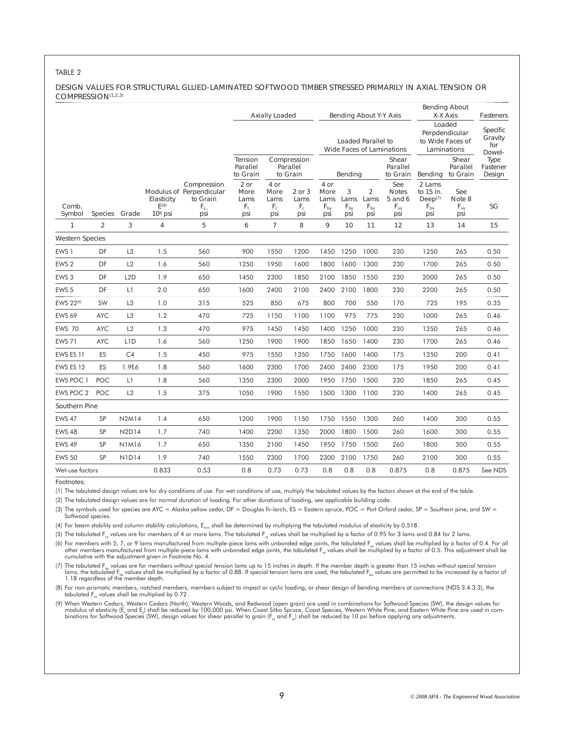TABLE 2

DESIGN VALUES FOR STRUCTURAL GLUED-LAMINATED SOFTWOOD TIMBER STRESSED PRIMARILY IN AXIAL TENSION OR COMPRESSION[1,2,3]

| | | | | | Axially Loaded | | | Bending About Y-Y Axis | | | | Bending About X-X Axis | | Fasteners |
|---|---|---|---|---|---|---|---|---|---|---|---|---|---|---|
| | | | | | | | | Loaded Parallel to Wide Faces of Laminations | | | | Loaded Perpdendicular to Wide Faces of Laminations | | Specific Gravity for Dowel-Type Fastener Design |
| | | | | | Tension Parallel to Grain | Compression Parallel to Grain | | Bending | | | Shear Parallel to Grain | Bending | Shear Parallel to Grain | |
| Comb. Symbol | Species | Grade | Modulus of Elasticity $E^{(4)}$ $10^6$ psi | Compression Perpendicular to Grain $F_{c\perp}$ psi | 2 or More Lams $F_t$ psi | 4 or More Lams $F_c$ psi | 2 or 3 Lams $F_c$ psi | 4 or More Lams $F_{by}$ psi | 3 Lams $F_{by}$ psi | 2 Lams $F_{by}$ psi | See Notes 5 and 6 $F_{vy}$ psi | 2 Lams to 15 in. Deep[7] $F_{bx}$ psi | See Note 8 $F_{vx}$ psi | SG |
| 1 | 2 | 3 | 4 | 5 | 6 | 7 | 8 | 9 | 10 | 11 | 12 | 13 | 14 | 15 |
| Western Species | | | | | | | | | | | | | | |
| EWS 1 | DF | L3 | 1.5 | 560 | 900 | 1550 | 1200 | 1450 | 1250 | 1000 | 230 | 1250 | 265 | 0.50 |
| EWS 2 | DF | L2 | 1.6 | 560 | 1250 | 1950 | 1600 | 1800 | 1600 | 1300 | 230 | 1700 | 265 | 0.50 |
| EWS 3 | DF | L2D | 1.9 | 650 | 1450 | 2300 | 1850 | 2100 | 1850 | 1550 | 230 | 2000 | 265 | 0.50 |
| EWS 5 | DF | L1 | 2.0 | 650 | 1600 | 2400 | 2100 | 2400 | 2100 | 1800 | 230 | 2200 | 265 | 0.50 |
| EWS 22[9] | SW | L3 | 1.0 | 315 | 525 | 850 | 675 | 800 | 700 | 550 | 170 | 725 | 195 | 0.35 |
| EWS 69 | AYC | L3 | 1.2 | 470 | 725 | 1150 | 1100 | 1100 | 975 | 775 | 230 | 1000 | 265 | 0.46 |
| EWS 70 | AYC | L2 | 1.3 | 470 | 975 | 1450 | 1450 | 1400 | 1250 | 1000 | 230 | 1350 | 265 | 0.46 |
| EWS 71 | AYC | L1D | 1.6 | 560 | 1250 | 1900 | 1900 | 1850 | 1650 | 1400 | 230 | 1700 | 265 | 0.46 |
| EWS ES 11 | ES | C4 | 1.5 | 450 | 975 | 1550 | 1350 | 1750 | 1600 | 1400 | 175 | 1350 | 200 | 0.41 |
| EWS ES 12 | ES | 1.9E6 | 1.8 | 560 | 1600 | 2300 | 1700 | 2400 | 2400 | 2300 | 175 | 1950 | 200 | 0.41 |
| EWS POC 1 | POC | L1 | 1.8 | 560 | 1350 | 2300 | 2000 | 1950 | 1750 | 1500 | 230 | 1850 | 265 | 0.45 |
| EWS POC 2 | POC | L2 | 1.5 | 375 | 1050 | 1900 | 1550 | 1500 | 1300 | 1100 | 230 | 1400 | 265 | 0.45 |
| Southern Pine | | | | | | | | | | | | | | |
| EWS 47 | SP | N2M14 | 1.4 | 650 | 1200 | 1900 | 1150 | 1750 | 1550 | 1300 | 260 | 1400 | 300 | 0.55 |
| EWS 48 | SP | N2D14 | 1.7 | 740 | 1400 | 2200 | 1350 | 2000 | 1800 | 1500 | 260 | 1600 | 300 | 0.55 |
| EWS 49 | SP | N1M16 | 1.7 | 650 | 1350 | 2100 | 1450 | 1950 | 1750 | 1500 | 260 | 1800 | 300 | 0.55 |
| EWS 50 | SP | N1D14 | 1.9 | 740 | 1550 | 2300 | 1700 | 2300 | 2100 | 1750 | 260 | 2100 | 300 | 0.55 |
| Wet-use factors | | | 0.833 | 0.53 | 0.8 | 0.73 | 0.73 | 0.8 | 0.8 | 0.8 | 0.875 | 0.8 | 0.875 | See NDS |

Footnotes:

(1) The tabulated design values are for dry conditions of use. For wet conditions of use, multiply the tabulated values by the factors shown at the end of the table.

(2) The tabulated design values are for normal duration of loading. For other durations of loading, see applicable building code.

(3) The symbols used for species are AYC = Alaska yellow cedar, DF = Douglas fir-larch, ES = Eastern spruce, POC = Port Orford cedar, SP = Southern pine, and SW = Softwood species.

(4) For beam stability and column stability calculations, $E_{min}$ shall be determined by multiplying the tabulated modulus of elasticity by 0.518.

(5) The tabulated $F_{vy}$ values are for members of 4 or more lams. The tabulated $F_{vy}$ values shall be multiplied by a factor of 0.95 for 3 lams and 0.84 for 2 lams.

(6) For members with 5, 7, or 9 lams manufactured from multiple-piece lams with unbonded edge joints, the tabulated $F_{vy}$ values shall be multiplied by a factor of 0.4. For all other members manufactured from multiple-piece lams with unbonded edge joints, the tabulated $F_{vy}$ values shall be multiplied by a factor of 0.5. This adjustment shall be cumulative with the adjustment given in Footnote No. 4.

(7) The tabulated $F_{bx}$ values are for members without special tension lams up to 15 inches in depth. If the member depth is greater than 15 inches without special tension lams, the tabulated $F_{bx}$ values shall be multiplied by a factor of 0.88. If special tension lams are used, the tabulated $F_{bx}$ values are permitted to be increased by a factor of 1.18 regardless of the member depth.

(8) For non-prismatic members, notched members, members subject to impact or cyclic loading, or shear design of bending members at connections (NDS 3.4.3.3), the tabulated $F_{vx}$ values shall be multiplied by 0.72.

(9) When Western Cedars, Western Cedars (North), Western Woods, and Redwood (open grain) are used in combinations for Softwood Species (SW), the design values for modulus of elasticity ($E_x$ and $E_y$) shall be reduced by 100,000 psi. When Coast Sitka Spruce, Coast Species, Western White Pine, and Eastern White Pine are used in combinations for Softwood Species (SW), design values for shear parallel to grain ($F_{vx}$ and $F_{vy}$) shall be reduced by 10 psi before applying any adjustments.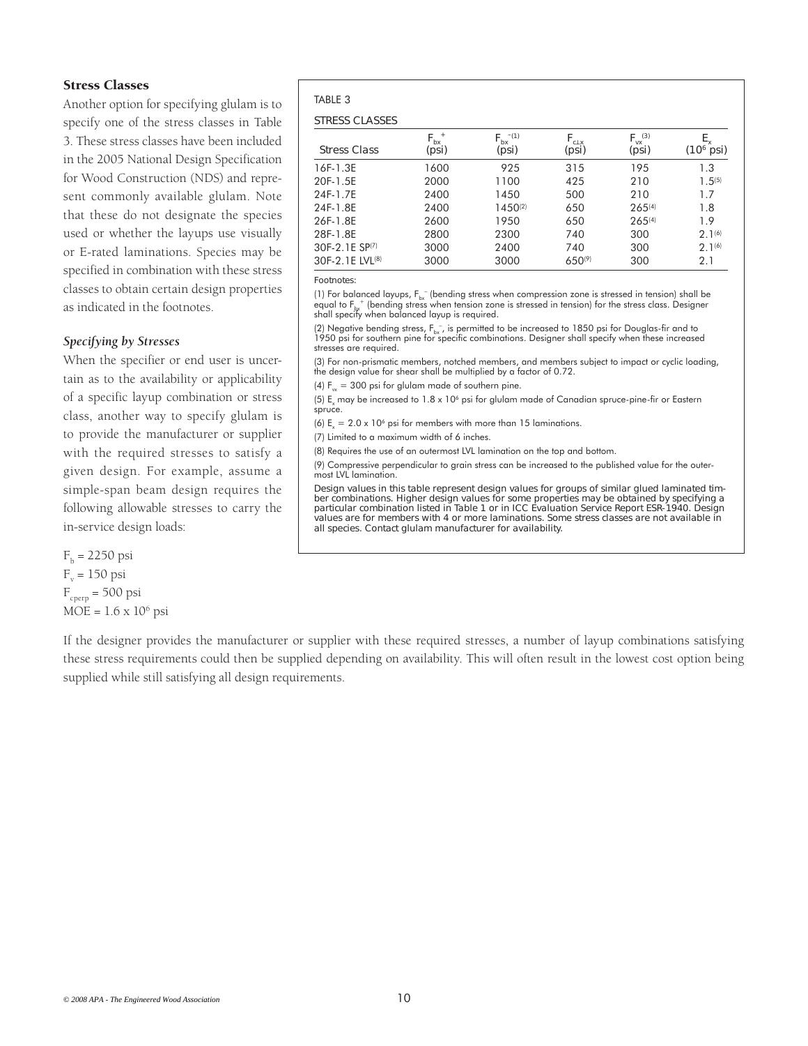## Stress Classes

Another option for specifying glulam is to specify one of the stress classes in Table 3. These stress classes have been included in the 2005 National Design Specification for Wood Construction (NDS) and represent commonly available glulam. Note that these do not designate the species used or whether the layups use visually or E-rated laminations. Species may be specified in combination with these stress classes to obtain certain design properties as indicated in the footnotes.

### *Specifying by Stresses*

When the specifier or end user is uncertain as to the availability or applicability of a specific layup combination or stress class, another way to specify glulam is to provide the manufacturer or supplier with the required stresses to satisfy a given design. For example, assume a simple-span beam design requires the following allowable stresses to carry the in-service design loads:

$F_b$ = 2250 psi
$F_v$ = 150 psi
$F_{cperp}$ = 500 psi
MOE = 1.6 x $10^6$ psi

If the designer provides the manufacturer or supplier with these required stresses, a number of layup combinations satisfying these stress requirements could then be supplied depending on availability. This will often result in the lowest cost option being supplied while still satisfying all design requirements.

TABLE 3

STRESS CLASSES

| Stress Class | $F_{bx}^{+}$ (psi) | $F_{bx}^{-}$[(1)] (psi) | $F_{c\perp x}$ (psi) | $F_{vx}$[(3)] (psi) | $E_x$ ($10^6$ psi) |
|---|---|---|---|---|---|
| 16F-1.3E | 1600 | 925 | 315 | 195 | 1.3 |
| 20F-1.5E | 2000 | 1100 | 425 | 210 | 1.5[(5)] |
| 24F-1.7E | 2400 | 1450 | 500 | 210 | 1.7 |
| 24F-1.8E | 2400 | 1450[(2)] | 650 | 265[(4)] | 1.8 |
| 26F-1.8E | 2600 | 1950 | 650 | 265[(4)] | 1.9 |
| 28F-1.8E | 2800 | 2300 | 740 | 300 | 2.1[(6)] |
| 30F-2.1E SP[(7)] | 3000 | 2400 | 740 | 300 | 2.1[(6)] |
| 30F-2.1E LVL[(8)] | 3000 | 3000 | 650[(9)] | 300 | 2.1 |

Footnotes:

(1) For balanced layups, $F_{bx}^{-}$ (bending stress when compression zone is stressed in tension) shall be equal to $F_{bx}^{+}$ (bending stress when tension zone is stressed in tension) for the stress class. Designer shall specify when balanced layup is required.

(2) Negative bending stress, $F_{bx}^{-}$, is permitted to be increased to 1850 psi for Douglas-fir and to 1950 psi for southern pine for specific combinations. Designer shall specify when these increased stresses are required.

(3) For non-prismatic members, notched members, and members subject to impact or cyclic loading, the design value for shear shall be multiplied by a factor of 0.72.

(4) $F_{vx}$ = 300 psi for glulam made of southern pine.

(5) $E_x$ may be increased to 1.8 x $10^6$ psi for glulam made of Canadian spruce-pine-fir or Eastern spruce.

(6) $E_x$ = 2.0 x $10^6$ psi for members with more than 15 laminations.

(7) Limited to a maximum width of 6 inches.

(8) Requires the use of an outermost LVL lamination on the top and bottom.

(9) Compressive perpendicular to grain stress can be increased to the published value for the outermost LVL lamination.

Design values in this table represent design values for groups of similar glued laminated timber combinations. Higher design values for some properties may be obtained by specifying a particular combination listed in Table 1 or in ICC Evaluation Service Report ESR-1940. Design values are for members with 4 or more laminations. Some stress classes are not available in all species. Contact glulam manufacturer for availability.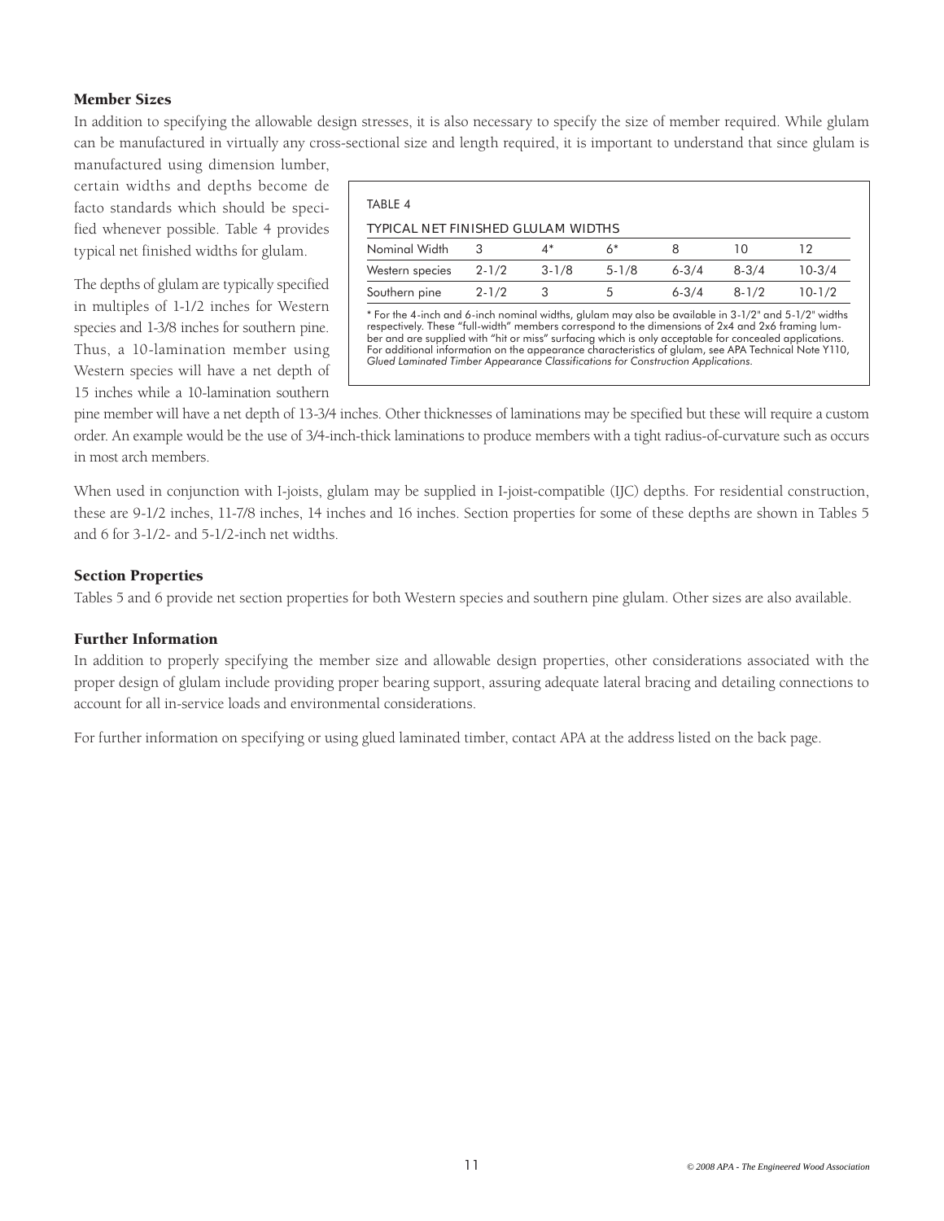## Member Sizes

In addition to specifying the allowable design stresses, it is also necessary to specify the size of member required. While glulam can be manufactured in virtually any cross-sectional size and length required, it is important to understand that since glulam is manufactured using dimension lumber, certain widths and depths become de facto standards which should be specified whenever possible. Table 4 provides typical net finished widths for glulam.

The depths of glulam are typically specified in multiples of 1-1/2 inches for Western species and 1-3/8 inches for southern pine. Thus, a 10-lamination member using Western species will have a net depth of 15 inches while a 10-lamination southern pine member will have a net depth of 13-3/4 inches. Other thicknesses of laminations may be specified but these will require a custom order. An example would be the use of 3/4-inch-thick laminations to produce members with a tight radius-of-curvature such as occurs in most arch members.

TABLE 4

TYPICAL NET FINISHED GLULAM WIDTHS

| Nominal Width | 3 | 4* | 6* | 8 | 10 | 12 |
|---|---|---|---|---|---|---|
| Western species | 2-1/2 | 3-1/8 | 5-1/8 | 6-3/4 | 8-3/4 | 10-3/4 |
| Southern pine | 2-1/2 | 3 | 5 | 6-3/4 | 8-1/2 | 10-1/2 |

\* For the 4-inch and 6-inch nominal widths, glulam may also be available in 3-1/2" and 5-1/2" widths respectively. These "full-width" members correspond to the dimensions of 2x4 and 2x6 framing lumber and are supplied with "hit or miss" surfacing which is only acceptable for concealed applications. For additional information on the appearance characteristics of glulam, see APA Technical Note Y110, *Glued Laminated Timber Appearance Classifications for Construction Applications.*

When used in conjunction with I-joists, glulam may be supplied in I-joist-compatible (IJC) depths. For residential construction, these are 9-1/2 inches, 11-7/8 inches, 14 inches and 16 inches. Section properties for some of these depths are shown in Tables 5 and 6 for 3-1/2- and 5-1/2-inch net widths.

## Section Properties

Tables 5 and 6 provide net section properties for both Western species and southern pine glulam. Other sizes are also available.

## Further Information

In addition to properly specifying the member size and allowable design properties, other considerations associated with the proper design of glulam include providing proper bearing support, assuring adequate lateral bracing and detailing connections to account for all in-service loads and environmental considerations.

For further information on specifying or using glued laminated timber, contact APA at the address listed on the back page.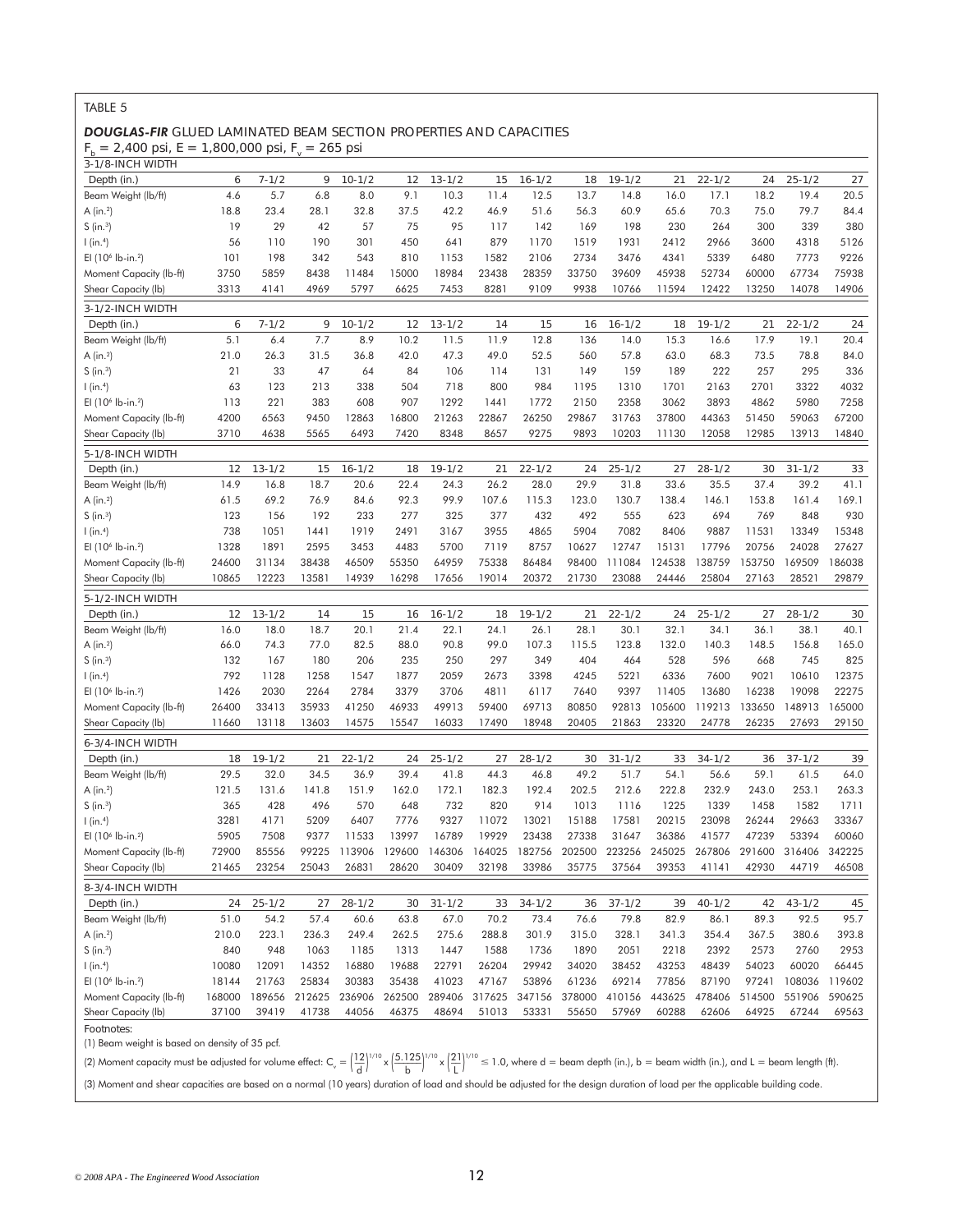TABLE 5

## *DOUGLAS-FIR* GLUED LAMINATED BEAM SECTION PROPERTIES AND CAPACITIES

$F_b$ = 2,400 psi, E = 1,800,000 psi, $F_v$ = 265 psi

**3-1/8-INCH WIDTH**

| Depth (in.) | 6 | 7-1/2 | 9 | 10-1/2 | 12 | 13-1/2 | 15 | 16-1/2 | 18 | 19-1/2 | 21 | 22-1/2 | 24 | 25-1/2 | 27 |
|---|---|---|---|---|---|---|---|---|---|---|---|---|---|---|---|
| Beam Weight (lb/ft) | 4.6 | 5.7 | 6.8 | 8.0 | 9.1 | 10.3 | 11.4 | 12.5 | 13.7 | 14.8 | 16.0 | 17.1 | 18.2 | 19.4 | 20.5 |
| A (in.²) | 18.8 | 23.4 | 28.1 | 32.8 | 37.5 | 42.2 | 46.9 | 51.6 | 56.3 | 60.9 | 65.6 | 70.3 | 75.0 | 79.7 | 84.4 |
| S (in.³) | 19 | 29 | 42 | 57 | 75 | 95 | 117 | 142 | 169 | 198 | 230 | 264 | 300 | 339 | 380 |
| I (in.⁴) | 56 | 110 | 190 | 301 | 450 | 641 | 879 | 1170 | 1519 | 1931 | 2412 | 2966 | 3600 | 4318 | 5126 |
| EI (10⁶ lb-in.²) | 101 | 198 | 342 | 543 | 810 | 1153 | 1582 | 2106 | 2734 | 3476 | 4341 | 5339 | 6480 | 7773 | 9226 |
| Moment Capacity (lb-ft) | 3750 | 5859 | 8438 | 11484 | 15000 | 18984 | 23438 | 28359 | 33750 | 39609 | 45938 | 52734 | 60000 | 67734 | 75938 |
| Shear Capacity (lb) | 3313 | 4141 | 4969 | 5797 | 6625 | 7453 | 8281 | 9109 | 9938 | 10766 | 11594 | 12422 | 13250 | 14078 | 14906 |

**3-1/2-INCH WIDTH**

| Depth (in.) | 6 | 7-1/2 | 9 | 10-1/2 | 12 | 13-1/2 | 14 | 15 | 16 | 16-1/2 | 18 | 19-1/2 | 21 | 22-1/2 | 24 |
|---|---|---|---|---|---|---|---|---|---|---|---|---|---|---|---|
| Beam Weight (lb/ft) | 5.1 | 6.4 | 7.7 | 8.9 | 10.2 | 11.5 | 11.9 | 12.8 | 136 | 14.0 | 15.3 | 16.6 | 17.9 | 19.1 | 20.4 |
| A (in.²) | 21.0 | 26.3 | 31.5 | 36.8 | 42.0 | 47.3 | 49.0 | 52.5 | 560 | 57.8 | 63.0 | 68.3 | 73.5 | 78.8 | 84.0 |
| S (in.³) | 21 | 33 | 47 | 64 | 84 | 106 | 114 | 131 | 149 | 159 | 189 | 222 | 257 | 295 | 336 |
| I (in.⁴) | 63 | 123 | 213 | 338 | 504 | 718 | 800 | 984 | 1195 | 1310 | 1701 | 2163 | 2701 | 3322 | 4032 |
| EI (10⁶ lb-in.²) | 113 | 221 | 383 | 608 | 907 | 1292 | 1441 | 1772 | 2150 | 2358 | 3062 | 3893 | 4862 | 5980 | 7258 |
| Moment Capacity (lb-ft) | 4200 | 6563 | 9450 | 12863 | 16800 | 21263 | 22867 | 26250 | 29867 | 31763 | 37800 | 44363 | 51450 | 59063 | 67200 |
| Shear Capacity (lb) | 3710 | 4638 | 5565 | 6493 | 7420 | 8348 | 8657 | 9275 | 9893 | 10203 | 11130 | 12058 | 12985 | 13913 | 14840 |

**5-1/8-INCH WIDTH**

| Depth (in.) | 12 | 13-1/2 | 15 | 16-1/2 | 18 | 19-1/2 | 21 | 22-1/2 | 24 | 25-1/2 | 27 | 28-1/2 | 30 | 31-1/2 | 33 |
|---|---|---|---|---|---|---|---|---|---|---|---|---|---|---|---|
| Beam Weight (lb/ft) | 14.9 | 16.8 | 18.7 | 20.6 | 22.4 | 24.3 | 26.2 | 28.0 | 29.9 | 31.8 | 33.6 | 35.5 | 37.4 | 39.2 | 41.1 |
| A (in.²) | 61.5 | 69.2 | 76.9 | 84.6 | 92.3 | 99.9 | 107.6 | 115.3 | 123.0 | 130.7 | 138.4 | 146.1 | 153.8 | 161.4 | 169.1 |
| S (in.³) | 123 | 156 | 192 | 233 | 277 | 325 | 377 | 432 | 492 | 555 | 623 | 694 | 769 | 848 | 930 |
| I (in.⁴) | 738 | 1051 | 1441 | 1919 | 2491 | 3167 | 3955 | 4865 | 5904 | 7082 | 8406 | 9887 | 11531 | 13349 | 15348 |
| EI (10⁶ lb-in.²) | 1328 | 1891 | 2595 | 3453 | 4483 | 5700 | 7119 | 8757 | 10627 | 12747 | 15131 | 17796 | 20756 | 24028 | 27627 |
| Moment Capacity (lb-ft) | 24600 | 31134 | 38438 | 46509 | 55350 | 64959 | 75338 | 86484 | 98400 | 111084 | 124538 | 138759 | 153750 | 169509 | 186038 |
| Shear Capacity (lb) | 10865 | 12223 | 13581 | 14939 | 16298 | 17656 | 19014 | 20372 | 21730 | 23088 | 24446 | 25804 | 27163 | 28521 | 29879 |

**5-1/2-INCH WIDTH**

| Depth (in.) | 12 | 13-1/2 | 14 | 15 | 16 | 16-1/2 | 18 | 19-1/2 | 21 | 22-1/2 | 24 | 25-1/2 | 27 | 28-1/2 | 30 |
|---|---|---|---|---|---|---|---|---|---|---|---|---|---|---|---|
| Beam Weight (lb/ft) | 16.0 | 18.0 | 18.7 | 20.1 | 21.4 | 22.1 | 24.1 | 26.1 | 28.1 | 30.1 | 32.1 | 34.1 | 36.1 | 38.1 | 40.1 |
| A (in.²) | 66.0 | 74.3 | 77.0 | 82.5 | 88.0 | 90.8 | 99.0 | 107.3 | 115.5 | 123.8 | 132.0 | 140.3 | 148.5 | 156.8 | 165.0 |
| S (in.³) | 132 | 167 | 180 | 206 | 235 | 250 | 297 | 349 | 404 | 464 | 528 | 596 | 668 | 745 | 825 |
| I (in.⁴) | 792 | 1128 | 1258 | 1547 | 1877 | 2059 | 2673 | 3398 | 4245 | 5221 | 6336 | 7600 | 9021 | 10610 | 12375 |
| EI (10⁶ lb-in.²) | 1426 | 2030 | 2264 | 2784 | 3379 | 3706 | 4811 | 6117 | 7640 | 9397 | 11405 | 13680 | 16238 | 19098 | 22275 |
| Moment Capacity (lb-ft) | 26400 | 33413 | 35933 | 41250 | 46933 | 49913 | 59400 | 69713 | 80850 | 92813 | 105600 | 119213 | 133650 | 148913 | 165000 |
| Shear Capacity (lb) | 11660 | 13118 | 13603 | 14575 | 15547 | 16033 | 17490 | 18948 | 20405 | 21863 | 23320 | 24778 | 26235 | 27693 | 29150 |

**6-3/4-INCH WIDTH**

| Depth (in.) | 18 | 19-1/2 | 21 | 22-1/2 | 24 | 25-1/2 | 27 | 28-1/2 | 30 | 31-1/2 | 33 | 34-1/2 | 36 | 37-1/2 | 39 |
|---|---|---|---|---|---|---|---|---|---|---|---|---|---|---|---|
| Beam Weight (lb/ft) | 29.5 | 32.0 | 34.5 | 36.9 | 39.4 | 41.8 | 44.3 | 46.8 | 49.2 | 51.7 | 54.1 | 56.6 | 59.1 | 61.5 | 64.0 |
| A (in.²) | 121.5 | 131.6 | 141.8 | 151.9 | 162.0 | 172.1 | 182.3 | 192.4 | 202.5 | 212.6 | 222.8 | 232.9 | 243.0 | 253.1 | 263.3 |
| S (in.³) | 365 | 428 | 496 | 570 | 648 | 732 | 820 | 914 | 1013 | 1116 | 1225 | 1339 | 1458 | 1582 | 1711 |
| I (in.⁴) | 3281 | 4171 | 5209 | 6407 | 7776 | 9327 | 11072 | 13021 | 15188 | 17581 | 20215 | 23098 | 26244 | 29663 | 33367 |
| EI (10⁶ lb-in.²) | 5905 | 7508 | 9377 | 11533 | 13997 | 16789 | 19929 | 23438 | 27338 | 31647 | 36386 | 41577 | 47239 | 53394 | 60060 |
| Moment Capacity (lb-ft) | 72900 | 85556 | 99225 | 113906 | 129600 | 146306 | 164025 | 182756 | 202500 | 223256 | 245025 | 267806 | 291600 | 316406 | 342225 |
| Shear Capacity (lb) | 21465 | 23254 | 25043 | 26831 | 28620 | 30409 | 32198 | 33986 | 35775 | 37564 | 39353 | 41141 | 42930 | 44719 | 46508 |

**8-3/4-INCH WIDTH**

| Depth (in.) | 24 | 25-1/2 | 27 | 28-1/2 | 30 | 31-1/2 | 33 | 34-1/2 | 36 | 37-1/2 | 39 | 40-1/2 | 42 | 43-1/2 | 45 |
|---|---|---|---|---|---|---|---|---|---|---|---|---|---|---|---|
| Beam Weight (lb/ft) | 51.0 | 54.2 | 57.4 | 60.6 | 63.8 | 67.0 | 70.2 | 73.4 | 76.6 | 79.8 | 82.9 | 86.1 | 89.3 | 92.5 | 95.7 |
| A (in.²) | 210.0 | 223.1 | 236.3 | 249.4 | 262.5 | 275.6 | 288.8 | 301.9 | 315.0 | 328.1 | 341.3 | 354.4 | 367.5 | 380.6 | 393.8 |
| S (in.³) | 840 | 948 | 1063 | 1185 | 1313 | 1447 | 1588 | 1736 | 1890 | 2051 | 2218 | 2392 | 2573 | 2760 | 2953 |
| I (in.⁴) | 10080 | 12091 | 14352 | 16880 | 19688 | 22791 | 26204 | 29942 | 34020 | 38452 | 43253 | 48439 | 54023 | 60020 | 66445 |
| EI (10⁶ lb-in.²) | 18144 | 21763 | 25834 | 30383 | 35438 | 41023 | 47167 | 53896 | 61236 | 69214 | 77856 | 87190 | 97241 | 108036 | 119602 |
| Moment Capacity (lb-ft) | 168000 | 189656 | 212625 | 236906 | 262500 | 289406 | 317625 | 347156 | 378000 | 410156 | 443625 | 478406 | 514500 | 551906 | 590625 |
| Shear Capacity (lb) | 37100 | 39419 | 41738 | 44056 | 46375 | 48694 | 51013 | 53331 | 55650 | 57969 | 60288 | 62606 | 64925 | 67244 | 69563 |

Footnotes:

(1) Beam weight is based on density of 35 pcf.

(2) Moment capacity must be adjusted for volume effect: $C_v = \left(\frac{12}{d}\right)^{1/10} \times \left(\frac{5.125}{b}\right)^{1/10} \times \left(\frac{21}{L}\right)^{1/10} \leq 1.0$, where d = beam depth (in.), b = beam width (in.), and L = beam length (ft).

(3) Moment and shear capacities are based on a normal (10 years) duration of load and should be adjusted for the design duration of load per the applicable building code.

*© 2008 APA - The Engineered Wood Association*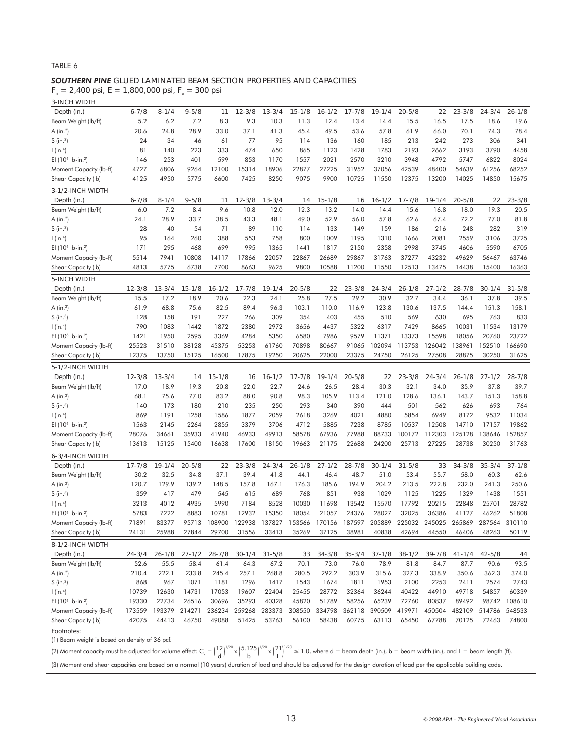TABLE 6

***SOUTHERN PINE*** **GLUED LAMINATED BEAM SECTION PROPERTIES AND CAPACITIES**

$F_b$ = 2,400 psi, E = 1,800,000 psi, $F_v$ = 300 psi

**3-INCH WIDTH**

| Depth (in.) | 6-7/8 | 8-1/4 | 9-5/8 | 11 | 12-3/8 | 13-3/4 | 15-1/8 | 16-1/2 | 17-7/8 | 19-1/4 | 20-5/8 | 22 | 23-3/8 | 24-3/4 | 26-1/8 |
|---|---|---|---|---|---|---|---|---|---|---|---|---|---|---|---|
| Beam Weight (lb/ft) | 5.2 | 6.2 | 7.2 | 8.3 | 9.3 | 10.3 | 11.3 | 12.4 | 13.4 | 14.4 | 15.5 | 16.5 | 17.5 | 18.6 | 19.6 |
| A (in.²) | 20.6 | 24.8 | 28.9 | 33.0 | 37.1 | 41.3 | 45.4 | 49.5 | 53.6 | 57.8 | 61.9 | 66.0 | 70.1 | 74.3 | 78.4 |
| S (in.³) | 24 | 34 | 46 | 61 | 77 | 95 | 114 | 136 | 160 | 185 | 213 | 242 | 273 | 306 | 341 |
| I (in.⁴) | 81 | 140 | 223 | 333 | 474 | 650 | 865 | 1123 | 1428 | 1783 | 2193 | 2662 | 3193 | 3790 | 4458 |
| EI (10⁶ lb-in.²) | 146 | 253 | 401 | 599 | 853 | 1170 | 1557 | 2021 | 2570 | 3210 | 3948 | 4792 | 5747 | 6822 | 8024 |
| Moment Capacity (lb-ft) | 4727 | 6806 | 9264 | 12100 | 15314 | 18906 | 22877 | 27225 | 31952 | 37056 | 42539 | 48400 | 54639 | 61256 | 68252 |
| Shear Capacity (lb) | 4125 | 4950 | 5775 | 6600 | 7425 | 8250 | 9075 | 9900 | 10725 | 11550 | 12375 | 13200 | 14025 | 14850 | 15675 |

**3-1/2-INCH WIDTH**

| Depth (in.) | 6-7/8 | 8-1/4 | 9-5/8 | 11 | 12-3/8 | 13-3/4 | 14 | 15-1/8 | 16 | 16-1/2 | 17-7/8 | 19-1/4 | 20-5/8 | 22 | 23-3/8 |
|---|---|---|---|---|---|---|---|---|---|---|---|---|---|---|---|
| Beam Weight (lb/ft) | 6.0 | 7.2 | 8.4 | 9.6 | 10.8 | 12.0 | 12.3 | 13.2 | 14.0 | 14.4 | 15.6 | 16.8 | 18.0 | 19.3 | 20.5 |
| A (in.²) | 24.1 | 28.9 | 33.7 | 38.5 | 43.3 | 48.1 | 49.0 | 52.9 | 56.0 | 57.8 | 62.6 | 67.4 | 72.2 | 77.0 | 81.8 |
| S (in.³) | 28 | 40 | 54 | 71 | 89 | 110 | 114 | 133 | 149 | 159 | 186 | 216 | 248 | 282 | 319 |
| I (in.⁴) | 95 | 164 | 260 | 388 | 553 | 758 | 800 | 1009 | 1195 | 1310 | 1666 | 2081 | 2559 | 3106 | 3725 |
| EI (10⁶ lb-in.²) | 171 | 295 | 468 | 699 | 995 | 1365 | 1441 | 1817 | 2150 | 2358 | 2998 | 3745 | 4606 | 5590 | 6705 |
| Moment Capacity (lb-ft) | 5514 | 7941 | 10808 | 14117 | 17866 | 22057 | 22867 | 26689 | 29867 | 31763 | 37277 | 43232 | 49629 | 56467 | 63746 |
| Shear Capacity (lb) | 4813 | 5775 | 6738 | 7700 | 8663 | 9625 | 9800 | 10588 | 11200 | 11550 | 12513 | 13475 | 14438 | 15400 | 16363 |

**5-INCH WIDTH**

| Depth (in.) | 12-3/8 | 13-3/4 | 15-1/8 | 16-1/2 | 17-7/8 | 19-1/4 | 20-5/8 | 22 | 23-3/8 | 24-3/4 | 26-1/8 | 27-1/2 | 28-7/8 | 30-1/4 | 31-5/8 |
|---|---|---|---|---|---|---|---|---|---|---|---|---|---|---|---|
| Beam Weight (lb/ft) | 15.5 | 17.2 | 18.9 | 20.6 | 22.3 | 24.1 | 25.8 | 27.5 | 29.2 | 30.9 | 32.7 | 34.4 | 36.1 | 37.8 | 39.5 |
| A (in.²) | 61.9 | 68.8 | 75.6 | 82.5 | 89.4 | 96.3 | 103.1 | 110.0 | 116.9 | 123.8 | 130.6 | 137.5 | 144.4 | 151.3 | 158.1 |
| S (in.³) | 128 | 158 | 191 | 227 | 266 | 309 | 354 | 403 | 455 | 510 | 569 | 630 | 695 | 763 | 833 |
| I (in.⁴) | 790 | 1083 | 1442 | 1872 | 2380 | 2972 | 3656 | 4437 | 5322 | 6317 | 7429 | 8665 | 10031 | 11534 | 13179 |
| EI (10⁶ lb-in.²) | 1421 | 1950 | 2595 | 3369 | 4284 | 5350 | 6580 | 7986 | 9579 | 11371 | 13373 | 15598 | 18056 | 20760 | 23722 |
| Moment Capacity (lb-ft) | 25523 | 31510 | 38128 | 45375 | 53253 | 61760 | 70898 | 80667 | 91065 | 102094 | 113753 | 126042 | 138961 | 152510 | 166690 |
| Shear Capacity (lb) | 12375 | 13750 | 15125 | 16500 | 17875 | 19250 | 20625 | 22000 | 23375 | 24750 | 26125 | 27508 | 28875 | 30250 | 31625 |

**5-1/2-INCH WIDTH**

| Depth (in.) | 12-3/8 | 13-3/4 | 14 | 15-1/8 | 16 | 16-1/2 | 17-7/8 | 19-1/4 | 20-5/8 | 22 | 23-3/8 | 24-3/4 | 26-1/8 | 27-1/2 | 28-7/8 |
|---|---|---|---|---|---|---|---|---|---|---|---|---|---|---|---|
| Beam Weight (lb/ft) | 17.0 | 18.9 | 19.3 | 20.8 | 22.0 | 22.7 | 24.6 | 26.5 | 28.4 | 30.3 | 32.1 | 34.0 | 35.9 | 37.8 | 39.7 |
| A (in.²) | 68.1 | 75.6 | 77.0 | 83.2 | 88.0 | 90.8 | 98.3 | 105.9 | 113.4 | 121.0 | 128.6 | 136.1 | 143.7 | 151.3 | 158.8 |
| S (in.³) | 140 | 173 | 180 | 210 | 235 | 250 | 293 | 340 | 390 | 444 | 501 | 562 | 626 | 693 | 764 |
| I (in.⁴) | 869 | 1191 | 1258 | 1586 | 1877 | 2059 | 2618 | 3269 | 4021 | 4880 | 5854 | 6949 | 8172 | 9532 | 11034 |
| EI (10⁶ lb-in.²) | 1563 | 2145 | 2264 | 2855 | 3379 | 3706 | 4712 | 5885 | 7238 | 8785 | 10537 | 12508 | 14710 | 17157 | 19862 |
| Moment Capacity (lb-ft) | 28076 | 34661 | 35933 | 41940 | 46933 | 49913 | 58578 | 67936 | 77988 | 88733 | 100172 | 112303 | 125128 | 138646 | 152857 |
| Shear Capacity (lb) | 13613 | 15125 | 15400 | 16638 | 17600 | 18150 | 19663 | 21175 | 22688 | 24200 | 25713 | 27225 | 28738 | 30250 | 31763 |

**6-3/4-INCH WIDTH**

| Depth (in.) | 17-7/8 | 19-1/4 | 20-5/8 | 22 | 23-3/8 | 24-3/4 | 26-1/8 | 27-1/2 | 28-7/8 | 30-1/4 | 31-5/8 | 33 | 34-3/8 | 35-3/4 | 37-1/8 |
|---|---|---|---|---|---|---|---|---|---|---|---|---|---|---|---|
| Beam Weight (lb/ft) | 30.2 | 32.5 | 34.8 | 37.1 | 39.4 | 41.8 | 44.1 | 46.4 | 48.7 | 51.0 | 53.4 | 55.7 | 58.0 | 60.3 | 62.6 |
| A (in.²) | 120.7 | 129.9 | 139.2 | 148.5 | 157.8 | 167.1 | 176.3 | 185.6 | 194.9 | 204.2 | 213.5 | 222.8 | 232.0 | 241.3 | 250.6 |
| S (in.³) | 359 | 417 | 479 | 545 | 615 | 689 | 768 | 851 | 938 | 1029 | 1125 | 1225 | 1329 | 1438 | 1551 |
| I (in.⁴) | 3213 | 4012 | 4935 | 5990 | 7184 | 8528 | 10030 | 11698 | 13542 | 15570 | 17792 | 20215 | 22848 | 25701 | 28782 |
| EI (10⁶ lb-in.²) | 5783 | 7222 | 8883 | 10781 | 12932 | 15350 | 18054 | 21057 | 24376 | 28027 | 32025 | 36386 | 41127 | 46262 | 51808 |
| Moment Capacity (lb-ft) | 71891 | 83377 | 95713 | 108900 | 122938 | 137827 | 153566 | 170156 | 187597 | 205889 | 225032 | 245025 | 265869 | 287564 | 310110 |
| Shear Capacity (lb) | 24131 | 25988 | 27844 | 29700 | 31556 | 33413 | 35269 | 37125 | 38981 | 40838 | 42694 | 44550 | 46406 | 48263 | 50119 |

**8-1/2-INCH WIDTH**

| Depth (in.) | 24-3/4 | 26-1/8 | 27-1/2 | 28-7/8 | 30-1/4 | 31-5/8 | 33 | 34-3/8 | 35-3/4 | 37-1/8 | 38-1/2 | 39-7/8 | 41-1/4 | 42-5/8 | 44 |
|---|---|---|---|---|---|---|---|---|---|---|---|---|---|---|---|
| Beam Weight (lb/ft) | 52.6 | 55.5 | 58.4 | 61.4 | 64.3 | 67.2 | 70.1 | 73.0 | 76.0 | 78.9 | 81.8 | 84.7 | 87.7 | 90.6 | 93.5 |
| A (in.²) | 210.4 | 222.1 | 233.8 | 245.4 | 257.1 | 268.8 | 280.5 | 292.2 | 303.9 | 315.6 | 327.3 | 338.9 | 350.6 | 362.3 | 374.0 |
| S (in.³) | 868 | 967 | 1071 | 1181 | 1296 | 1417 | 1543 | 1674 | 1811 | 1953 | 2100 | 2253 | 2411 | 2574 | 2743 |
| I (in.⁴) | 10739 | 12630 | 14731 | 17053 | 19607 | 22404 | 25455 | 28772 | 32364 | 36244 | 40422 | 44910 | 49718 | 54857 | 60339 |
| EI (10⁶ lb-in.²) | 19330 | 22734 | 26516 | 30696 | 35293 | 40328 | 45820 | 51789 | 58256 | 65239 | 72760 | 80837 | 89492 | 98742 | 108610 |
| Moment Capacity (lb-ft) | 173559 | 193379 | 214271 | 236234 | 259268 | 283373 | 308550 | 334798 | 362118 | 390509 | 419971 | 450504 | 482109 | 514786 | 548533 |
| Shear Capacity (lb) | 42075 | 44413 | 46750 | 49088 | 51425 | 53763 | 56100 | 58438 | 60775 | 63113 | 65450 | 67788 | 70125 | 72463 | 74800 |

Footnotes:

(1) Beam weight is based on density of 36 pcf.

(2) Moment capacity must be adjusted for volume effect: $C_v = \left(\frac{12}{d}\right)^{1/20} \times \left(\frac{5.125}{b}\right)^{1/20} \times \left(\frac{21}{L}\right)^{1/20} \leq 1.0$, where d = beam depth (in.), b = beam width (in.), and L = beam length (ft).

(3) Moment and shear capacities are based on a normal (10 years) duration of load and should be adjusted for the design duration of load per the applicable building code.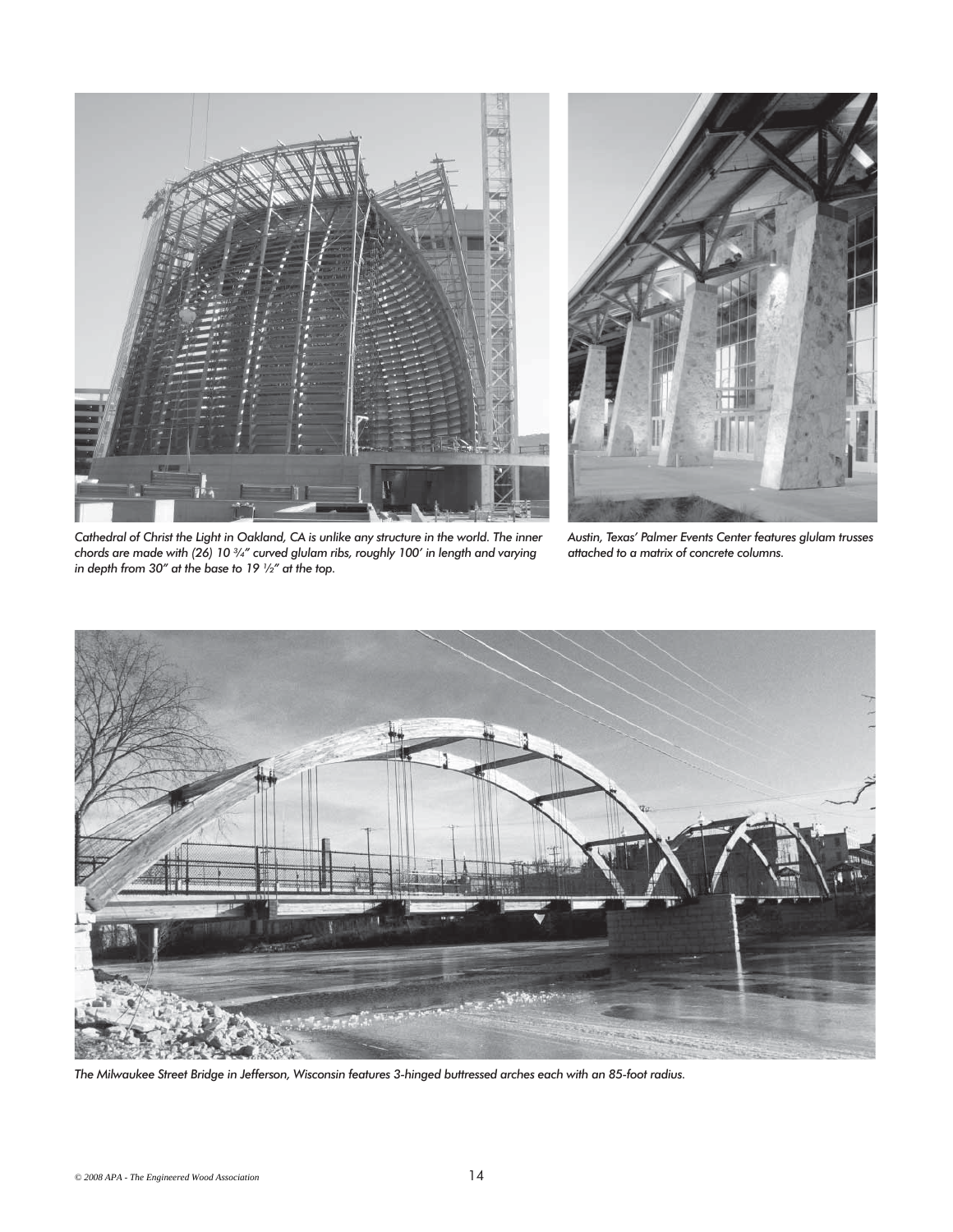*Cathedral of Christ the Light in Oakland, CA is unlike any structure in the world. The inner chords are made with (26) 10 ¾" curved glulam ribs, roughly 100' in length and varying in depth from 30" at the base to 19 ½" at the top.*

*Austin, Texas' Palmer Events Center features glulam trusses attached to a matrix of concrete columns.*

*The Milwaukee Street Bridge in Jefferson, Wisconsin features 3-hinged buttressed arches each with an 85-foot radius.*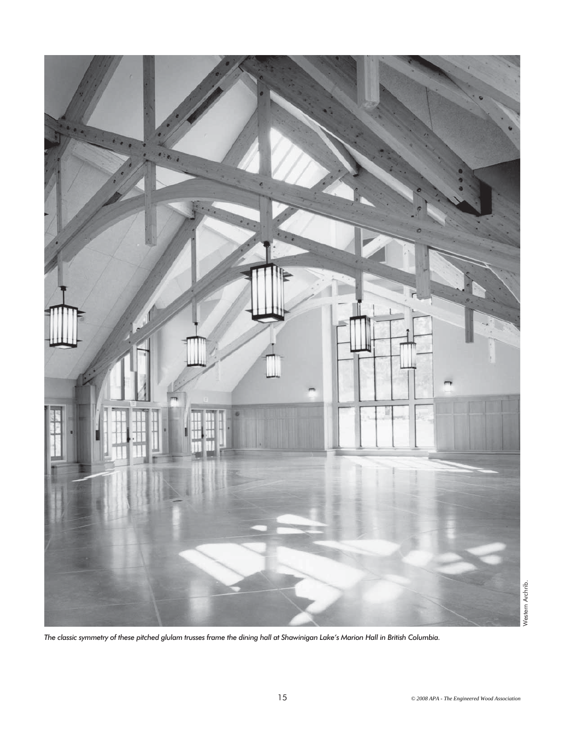Western Archrib.

*The classic symmetry of these pitched glulam trusses frame the dining hall at Shawinigan Lake's Marion Hall in British Columbia.*

*© 2008 APA - The Engineered Wood Association*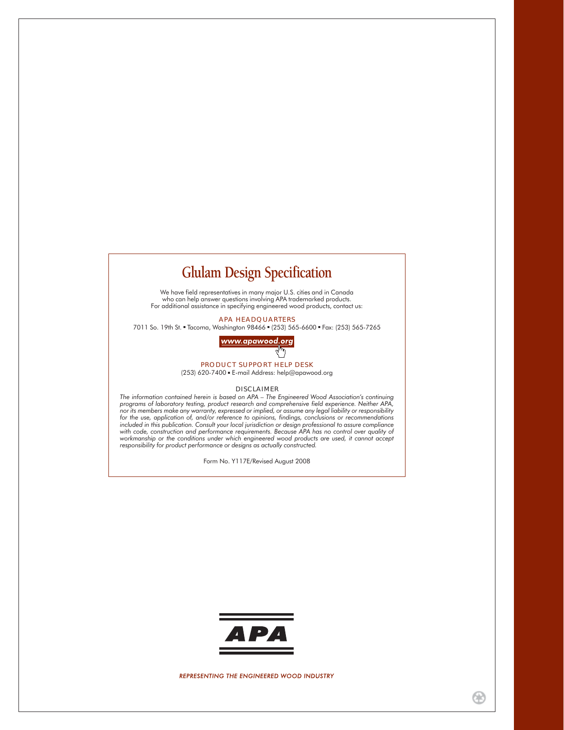# Glulam Design Specification

We have field representatives in many major U.S. cities and in Canada
who can help answer questions involving APA trademarked products.
For additional assistance in specifying engineered wood products, contact us:

APA HEADQUARTERS

7011 So. 19th St. ▪ Tacoma, Washington 98466 ▪ (253) 565-6600 ▪ Fax: (253) 565-7265

www.apawood.org

PRODUCT SUPPORT HELP DESK

(253) 620-7400 ▪ E-mail Address: help@apawood.org

DISCLAIMER

*The information contained herein is based on APA – The Engineered Wood Association's continuing programs of laboratory testing, product research and comprehensive field experience. Neither APA, nor its members make any warranty, expressed or implied, or assume any legal liability or responsibility for the use, application of, and/or reference to opinions, findings, conclusions or recommendations included in this publication. Consult your local jurisdiction or design professional to assure compliance with code, construction and performance requirements. Because APA has no control over quality of workmanship or the conditions under which engineered wood products are used, it cannot accept responsibility for product performance or designs as actually constructed.*

Form No. Y117E/Revised August 2008

APA

*REPRESENTING THE ENGINEERED WOOD INDUSTRY*